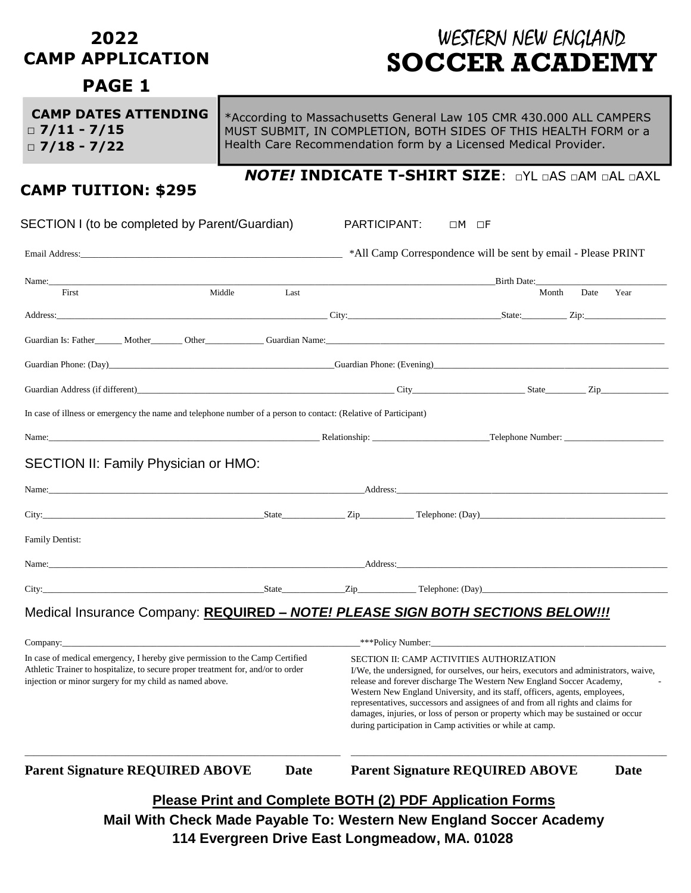# 2022 CAMP APPLICATION PAGE 1

# WESTERN NEW ENGLAND SOCCER ACADEMY

**CAMP DATES ATTENDING**
**□ 7/11 - 7/15**
**□ 7/18 - 7/22**

*According to Massachusetts General Law 105 CMR 430.000 ALL CAMPERS MUST SUBMIT, IN COMPLETION, BOTH SIDES OF THIS HEALTH FORM or a Health Care Recommendation form by a Licensed Medical Provider.

***NOTE!* INDICATE T-SHIRT SIZE**: □YL □AS □AM □AL □AXL

**CAMP TUITION: $295**

SECTION I (to be completed by Parent/Guardian) PARTICIPANT: □M □F

Email Address:______________________ *All Camp Correspondence will be sent by email - Please PRINT

Name:______________________ Birth Date:______________
First Middle Last Month Date Year

Address:______________________ City:______________ State:________ Zip:__________

Guardian Is: Father______ Mother_______ Other____________ Guardian Name:______________________

Guardian Phone: (Day)______________________ Guardian Phone: (Evening)______________________

Guardian Address (if different)______________________ City______________ State________ Zip__________

In case of illness or emergency the name and telephone number of a person to contact: (Relative of Participant)

Name:______________________ Relationship: ______________ Telephone Number: ______________

## SECTION II: Family Physician or HMO:

Name:______________________ Address:______________________

City:______________ State__________ Zip__________ Telephone: (Day)______________________

Family Dentist:

Name:______________________ Address:______________________

City:______________ State__________ Zip__________ Telephone: (Day)______________________

## Medical Insurance Company: **REQUIRED – *NOTE! PLEASE SIGN BOTH SECTIONS BELOW!!!***

Company:______________________ ***Policy Number:______________________

In case of medical emergency, I hereby give permission to the Camp Certified Athletic Trainer to hospitalize, to secure proper treatment for, and/or to order injection or minor surgery for my child as named above.

______________________

**Parent Signature REQUIRED ABOVE Date**

SECTION II: CAMP ACTIVITIES AUTHORIZATION
I/We, the undersigned, for ourselves, our heirs, executors and administrators, waive, release and forever discharge The Western New England Soccer Academy, - Western New England University, and its staff, officers, agents, employees, representatives, successors and assignees of and from all rights and claims for damages, injuries, or loss of person or property which may be sustained or occur during participation in Camp activities or while at camp.

______________________

**Parent Signature REQUIRED ABOVE Date**

**Please Print and Complete BOTH (2) PDF Application Forms**
**Mail With Check Made Payable To: Western New England Soccer Academy**
**114 Evergreen Drive East Longmeadow, MA. 01028**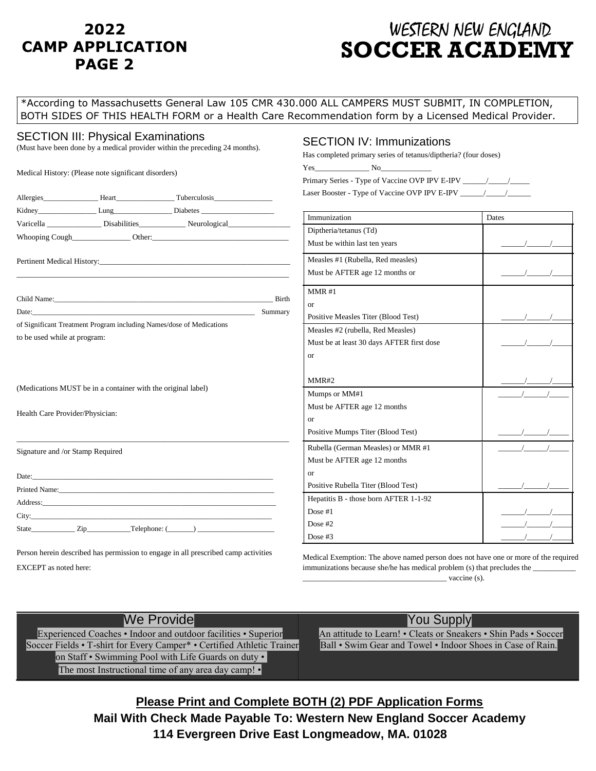# 2022 CAMP APPLICATION PAGE 2

# WESTERN NEW ENGLAND SOCCER ACADEMY

*According to Massachusetts General Law 105 CMR 430.000 ALL CAMPERS MUST SUBMIT, IN COMPLETION, BOTH SIDES OF THIS HEALTH FORM or a Health Care Recommendation form by a Licensed Medical Provider.

## SECTION III: Physical Examinations

(Must have been done by a medical provider within the preceding 24 months).

Medical History: (Please note significant disorders)

Allergies_______________ Heart________________ Tuberculosis________________

Kidney________________ Lung________________ Diabetes ____________________

Varicella ______________ Disabilities____________ Neurological________________

Whooping Cough_______________ Other:___________________________________

Pertinent Medical History:___________________________________________________

_________________________________________________________________________

Child Name:______________________________________________________________ Birth Date:_______________________________________________________________ Summary of Significant Treatment Program including Names/dose of Medications to be used while at program:

(Medications MUST be in a container with the original label)

Health Care Provider/Physician:

_________________________________________________________________________

Signature and /or Stamp Required

Date:_____________________________________________________________________

Printed Name:______________________________________________________________

Address:__________________________________________________________________

City:_____________________________________________________________________

State____________ Zip____________Telephone: (_______) ______________________

Person herein described has permission to engage in all prescribed camp activities EXCEPT as noted here:

## SECTION IV: Immunizations

Has completed primary series of tetanus/diptheria? (four doses)

Yes______________ No_____________

Primary Series - Type of Vaccine OVP IPV E-IPV ______/_____/_____

Laser Booster - Type of Vaccine OVP IPV E-IPV ______/_____/______

| Immunization | Dates |
|---|---|
| Diptheria/tetanus (Td)<br>Must be within last ten years | ______/______/_____ |
| Measles #1 (Rubella, Red measles)<br>Must be AFTER age 12 months or | ______/______/_____ |
| MMR #1<br>or<br>Positive Measles Titer (Blood Test) | ______/______/_____ |
| Measles #2 (rubella, Red Measles)<br>Must be at least 30 days AFTER first dose<br>or | ______/______/_____ |
| MMR#2 | ______/______/_____ |
| Mumps or MM#1<br>Must be AFTER age 12 months | ______/______/_____ |
| or<br>Positive Mumps Titer (Blood Test) | ______/______/_____ |
| Rubella (German Measles) or MMR #1<br>Must be AFTER age 12 months | ______/______/_____ |
| or<br>Positive Rubella Titer (Blood Test) | ______/______/_____ |
| Hepatitis B - those born AFTER 1-1-92 | |
| Dose #1 | ______/______/_____ |
| Dose #2 | ______/______/_____ |
| Dose #3 | ______/______/_____ |

Medical Exemption: The above named person does not have one or more of the required immunizations because she/he has medical problem (s) that precludes the ___________ _____________________________________ vaccine (s).

| We Provide | You Supply |
|---|---|
| Experienced Coaches • Indoor and outdoor facilities • Superior Soccer Fields • T-shirt for Every Camper* • Certified Athletic Trainer on Staff • Swimming Pool with Life Guards on duty • The most Instructional time of any area day camp! • | An attitude to Learn! • Cleats or Sneakers • Shin Pads • Soccer Ball • Swim Gear and Towel • Indoor Shoes in Case of Rain. |

**Please Print and Complete BOTH (2) PDF Application Forms**

**Mail With Check Made Payable To: Western New England Soccer Academy**

**114 Evergreen Drive East Longmeadow, MA. 01028**